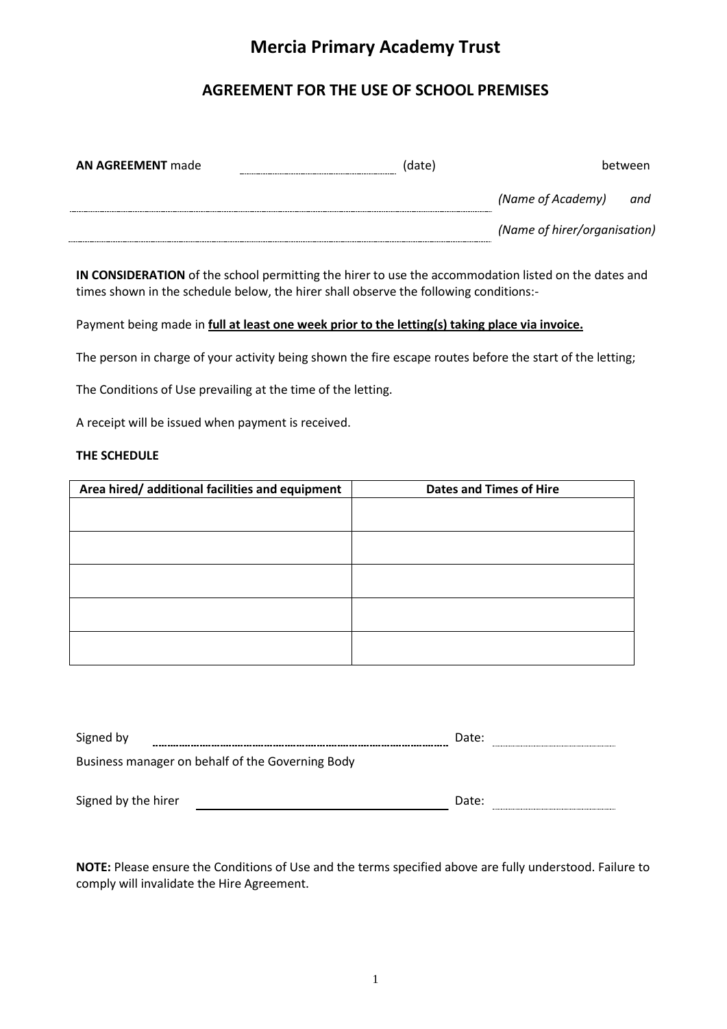# Mercia Primary Academy Trust

## AGREEMENT FOR THE USE OF SCHOOL PREMISES

**AN AGREEMENT** made ______________ (date) between

______________________________________________ *(Name of Academy)* *and*

______________________________________________ *(Name of hirer/organisation)*

**IN CONSIDERATION** of the school permitting the hirer to use the accommodation listed on the dates and times shown in the schedule below, the hirer shall observe the following conditions:-

Payment being made in **full at least one week prior to the letting(s) taking place via invoice.**

The person in charge of your activity being shown the fire escape routes before the start of the letting;

The Conditions of Use prevailing at the time of the letting.

A receipt will be issued when payment is received.

**THE SCHEDULE**

| Area hired/ additional facilities and equipment | Dates and Times of Hire |
| --- | --- |
| | |
| | |
| | |
| | |
| | |

Signed by ______________________________ Date: ______________

Business manager on behalf of the Governing Body

Signed by the hirer ______________________________ Date: ______________

**NOTE:** Please ensure the Conditions of Use and the terms specified above are fully understood. Failure to comply will invalidate the Hire Agreement.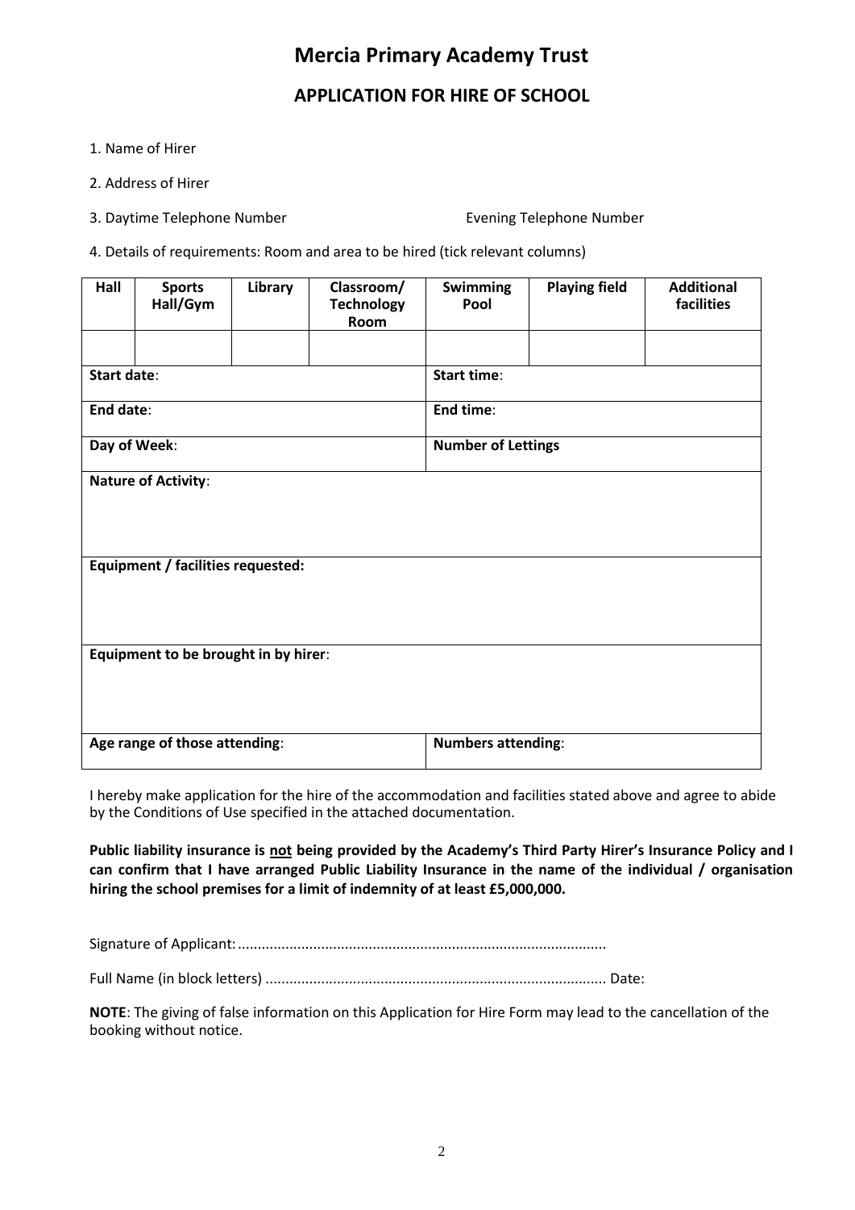# Mercia Primary Academy Trust

## APPLICATION FOR HIRE OF SCHOOL

1. Name of Hirer

2. Address of Hirer

3. Daytime Telephone Number                                        Evening Telephone Number

4. Details of requirements: Room and area to be hired (tick relevant columns)

| Hall | Sports Hall/Gym | Library | Classroom/ Technology Room | Swimming Pool | Playing field | Additional facilities |
|---|---|---|---|---|---|---|
| | | | | | | |
| **Start date**: | | | | **Start time**: | | |
| **End date**: | | | | **End time**: | | |
| **Day of Week**: | | | | **Number of Lettings** | | |
| **Nature of Activity**: | | | | | | |
| **Equipment / facilities requested:** | | | | | | |
| **Equipment to be brought in by hirer**: | | | | | | |
| **Age range of those attending**: | | | | **Numbers attending**: | | |

I hereby make application for the hire of the accommodation and facilities stated above and agree to abide by the Conditions of Use specified in the attached documentation.

**Public liability insurance is <u>not</u> being provided by the Academy's Third Party Hirer's Insurance Policy and I can confirm that I have arranged Public Liability Insurance in the name of the individual / organisation hiring the school premises for a limit of indemnity of at least £5,000,000.**

Signature of Applicant: ...........................................................................................

Full Name (in block letters) .................................................................................... Date:

**NOTE**: The giving of false information on this Application for Hire Form may lead to the cancellation of the booking without notice.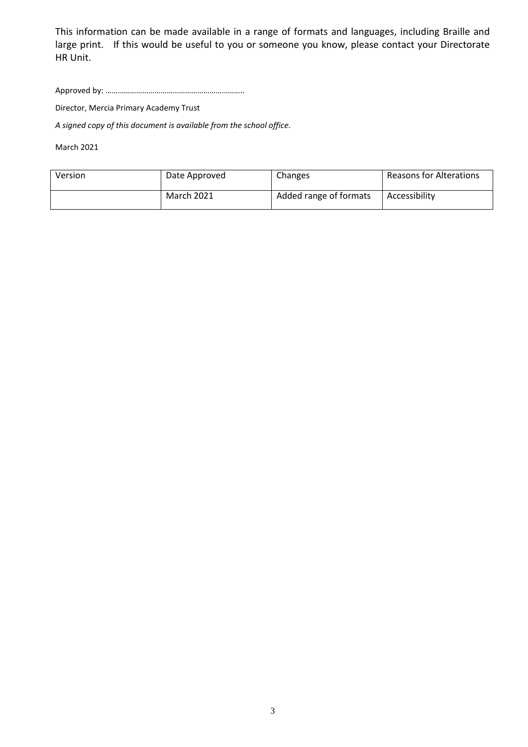This information can be made available in a range of formats and languages, including Braille and large print. If this would be useful to you or someone you know, please contact your Directorate HR Unit.

Approved by: …………………………………………………………..

Director, Mercia Primary Academy Trust

*A signed copy of this document is available from the school office.*

March 2021

| Version | Date Approved | Changes | Reasons for Alterations |
| --- | --- | --- | --- |
| | March 2021 | Added range of formats | Accessibility |